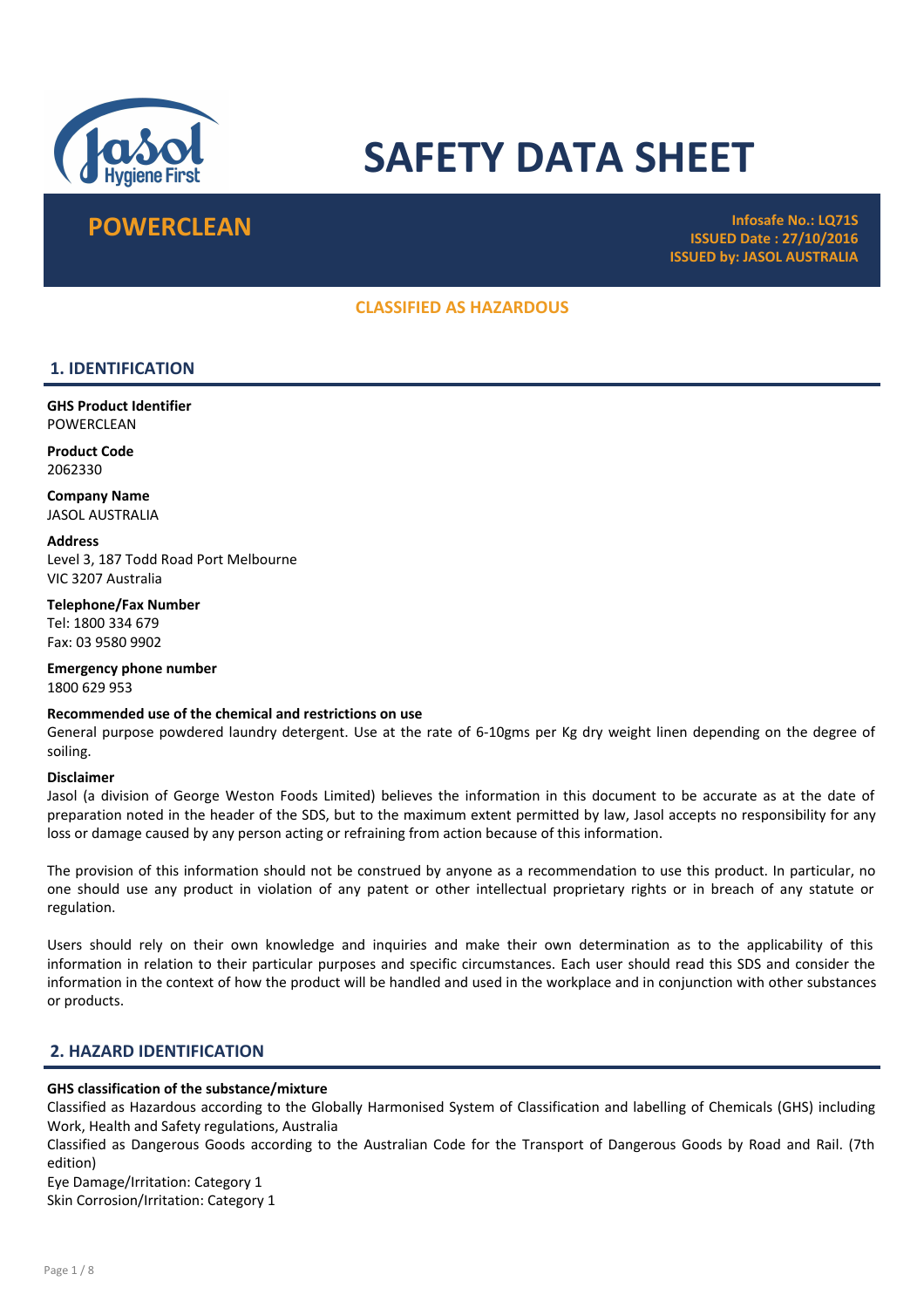# SAFETY DATA SHEET

## POWERCLEAN

**Infosafe No.: LQ71S**
**ISSUED Date : 27/10/2016**
**ISSUED by: JASOL AUSTRALIA**

**CLASSIFIED AS HAZARDOUS**

## 1. IDENTIFICATION

**GHS Product Identifier**
POWERCLEAN

**Product Code**
2062330

**Company Name**
JASOL AUSTRALIA

**Address**
Level 3, 187 Todd Road Port Melbourne
VIC 3207 Australia

**Telephone/Fax Number**
Tel: 1800 334 679
Fax: 03 9580 9902

**Emergency phone number**
1800 629 953

**Recommended use of the chemical and restrictions on use**
General purpose powdered laundry detergent. Use at the rate of 6-10gms per Kg dry weight linen depending on the degree of soiling.

**Disclaimer**
Jasol (a division of George Weston Foods Limited) believes the information in this document to be accurate as at the date of preparation noted in the header of the SDS, but to the maximum extent permitted by law, Jasol accepts no responsibility for any loss or damage caused by any person acting or refraining from action because of this information.

The provision of this information should not be construed by anyone as a recommendation to use this product. In particular, no one should use any product in violation of any patent or other intellectual proprietary rights or in breach of any statute or regulation.

Users should rely on their own knowledge and inquiries and make their own determination as to the applicability of this information in relation to their particular purposes and specific circumstances. Each user should read this SDS and consider the information in the context of how the product will be handled and used in the workplace and in conjunction with other substances or products.

## 2. HAZARD IDENTIFICATION

**GHS classification of the substance/mixture**
Classified as Hazardous according to the Globally Harmonised System of Classification and labelling of Chemicals (GHS) including Work, Health and Safety regulations, Australia
Classified as Dangerous Goods according to the Australian Code for the Transport of Dangerous Goods by Road and Rail. (7th edition)
Eye Damage/Irritation: Category 1
Skin Corrosion/Irritation: Category 1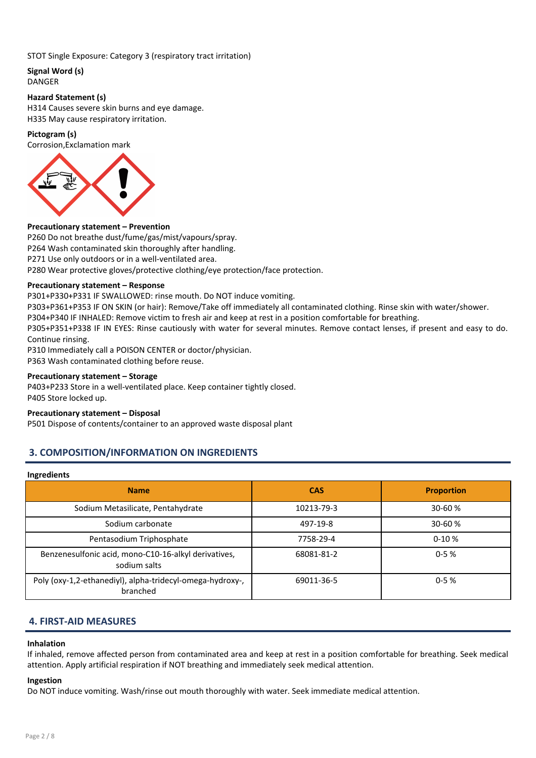STOT Single Exposure: Category 3 (respiratory tract irritation)

**Signal Word (s)**
DANGER

**Hazard Statement (s)**
H314 Causes severe skin burns and eye damage.
H335 May cause respiratory irritation.

**Pictogram (s)**
Corrosion,Exclamation mark

**Precautionary statement – Prevention**
P260 Do not breathe dust/fume/gas/mist/vapours/spray.
P264 Wash contaminated skin thoroughly after handling.
P271 Use only outdoors or in a well-ventilated area.
P280 Wear protective gloves/protective clothing/eye protection/face protection.

**Precautionary statement – Response**
P301+P330+P331 IF SWALLOWED: rinse mouth. Do NOT induce vomiting.
P303+P361+P353 IF ON SKIN (or hair): Remove/Take off immediately all contaminated clothing. Rinse skin with water/shower.
P304+P340 IF INHALED: Remove victim to fresh air and keep at rest in a position comfortable for breathing.
P305+P351+P338 IF IN EYES: Rinse cautiously with water for several minutes. Remove contact lenses, if present and easy to do. Continue rinsing.
P310 Immediately call a POISON CENTER or doctor/physician.
P363 Wash contaminated clothing before reuse.

**Precautionary statement – Storage**
P403+P233 Store in a well-ventilated place. Keep container tightly closed.
P405 Store locked up.

**Precautionary statement – Disposal**
P501 Dispose of contents/container to an approved waste disposal plant

## 3. COMPOSITION/INFORMATION ON INGREDIENTS

**Ingredients**

| Name | CAS | Proportion |
|---|---|---|
| Sodium Metasilicate, Pentahydrate | 10213-79-3 | 30-60 % |
| Sodium carbonate | 497-19-8 | 30-60 % |
| Pentasodium Triphosphate | 7758-29-4 | 0-10 % |
| Benzenesulfonic acid, mono-C10-16-alkyl derivatives, sodium salts | 68081-81-2 | 0-5 % |
| Poly (oxy-1,2-ethanediyl), alpha-tridecyl-omega-hydroxy-, branched | 69011-36-5 | 0-5 % |

## 4. FIRST-AID MEASURES

**Inhalation**
If inhaled, remove affected person from contaminated area and keep at rest in a position comfortable for breathing. Seek medical attention. Apply artificial respiration if NOT breathing and immediately seek medical attention.

**Ingestion**
Do NOT induce vomiting. Wash/rinse out mouth thoroughly with water. Seek immediate medical attention.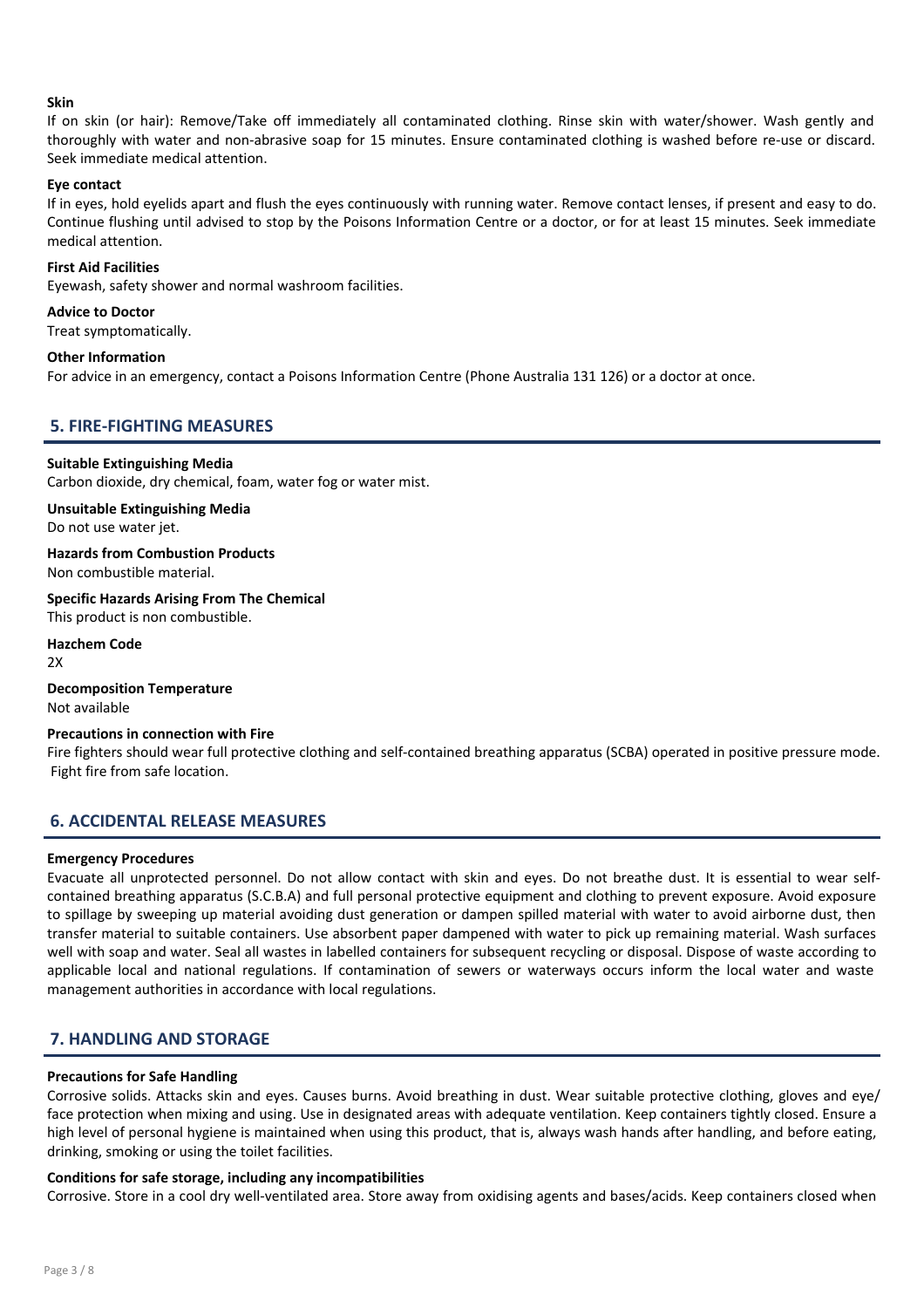**Skin**

If on skin (or hair): Remove/Take off immediately all contaminated clothing. Rinse skin with water/shower. Wash gently and thoroughly with water and non-abrasive soap for 15 minutes. Ensure contaminated clothing is washed before re-use or discard. Seek immediate medical attention.

**Eye contact**

If in eyes, hold eyelids apart and flush the eyes continuously with running water. Remove contact lenses, if present and easy to do. Continue flushing until advised to stop by the Poisons Information Centre or a doctor, or for at least 15 minutes. Seek immediate medical attention.

**First Aid Facilities**

Eyewash, safety shower and normal washroom facilities.

**Advice to Doctor**

Treat symptomatically.

**Other Information**

For advice in an emergency, contact a Poisons Information Centre (Phone Australia 131 126) or a doctor at once.

## 5. FIRE-FIGHTING MEASURES

**Suitable Extinguishing Media**

Carbon dioxide, dry chemical, foam, water fog or water mist.

**Unsuitable Extinguishing Media**

Do not use water jet.

**Hazards from Combustion Products**

Non combustible material.

**Specific Hazards Arising From The Chemical**

This product is non combustible.

**Hazchem Code**

2X

**Decomposition Temperature**

Not available

**Precautions in connection with Fire**

Fire fighters should wear full protective clothing and self-contained breathing apparatus (SCBA) operated in positive pressure mode. Fight fire from safe location.

## 6. ACCIDENTAL RELEASE MEASURES

**Emergency Procedures**

Evacuate all unprotected personnel. Do not allow contact with skin and eyes. Do not breathe dust. It is essential to wear self-contained breathing apparatus (S.C.B.A) and full personal protective equipment and clothing to prevent exposure. Avoid exposure to spillage by sweeping up material avoiding dust generation or dampen spilled material with water to avoid airborne dust, then transfer material to suitable containers. Use absorbent paper dampened with water to pick up remaining material. Wash surfaces well with soap and water. Seal all wastes in labelled containers for subsequent recycling or disposal. Dispose of waste according to applicable local and national regulations. If contamination of sewers or waterways occurs inform the local water and waste management authorities in accordance with local regulations.

## 7. HANDLING AND STORAGE

**Precautions for Safe Handling**

Corrosive solids. Attacks skin and eyes. Causes burns. Avoid breathing in dust. Wear suitable protective clothing, gloves and eye/face protection when mixing and using. Use in designated areas with adequate ventilation. Keep containers tightly closed. Ensure a high level of personal hygiene is maintained when using this product, that is, always wash hands after handling, and before eating, drinking, smoking or using the toilet facilities.

**Conditions for safe storage, including any incompatibilities**

Corrosive. Store in a cool dry well-ventilated area. Store away from oxidising agents and bases/acids. Keep containers closed when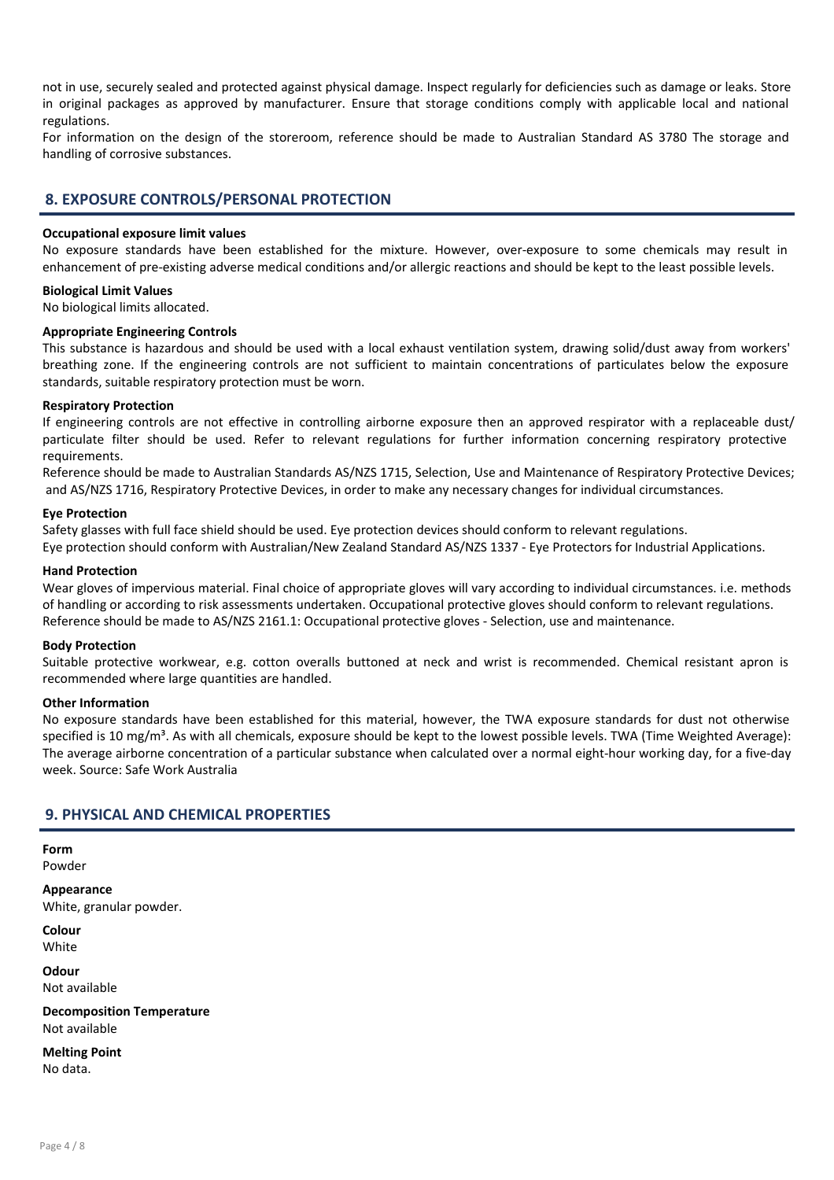not in use, securely sealed and protected against physical damage. Inspect regularly for deficiencies such as damage or leaks. Store in original packages as approved by manufacturer. Ensure that storage conditions comply with applicable local and national regulations.

For information on the design of the storeroom, reference should be made to Australian Standard AS 3780 The storage and handling of corrosive substances.

## 8. EXPOSURE CONTROLS/PERSONAL PROTECTION

**Occupational exposure limit values**

No exposure standards have been established for the mixture. However, over-exposure to some chemicals may result in enhancement of pre-existing adverse medical conditions and/or allergic reactions and should be kept to the least possible levels.

**Biological Limit Values**

No biological limits allocated.

**Appropriate Engineering Controls**

This substance is hazardous and should be used with a local exhaust ventilation system, drawing solid/dust away from workers' breathing zone. If the engineering controls are not sufficient to maintain concentrations of particulates below the exposure standards, suitable respiratory protection must be worn.

**Respiratory Protection**

If engineering controls are not effective in controlling airborne exposure then an approved respirator with a replaceable dust/particulate filter should be used. Refer to relevant regulations for further information concerning respiratory protective requirements.

Reference should be made to Australian Standards AS/NZS 1715, Selection, Use and Maintenance of Respiratory Protective Devices; and AS/NZS 1716, Respiratory Protective Devices, in order to make any necessary changes for individual circumstances.

**Eye Protection**

Safety glasses with full face shield should be used. Eye protection devices should conform to relevant regulations.

Eye protection should conform with Australian/New Zealand Standard AS/NZS 1337 - Eye Protectors for Industrial Applications.

**Hand Protection**

Wear gloves of impervious material. Final choice of appropriate gloves will vary according to individual circumstances. i.e. methods of handling or according to risk assessments undertaken. Occupational protective gloves should conform to relevant regulations.

Reference should be made to AS/NZS 2161.1: Occupational protective gloves - Selection, use and maintenance.

**Body Protection**

Suitable protective workwear, e.g. cotton overalls buttoned at neck and wrist is recommended. Chemical resistant apron is recommended where large quantities are handled.

**Other Information**

No exposure standards have been established for this material, however, the TWA exposure standards for dust not otherwise specified is 10 mg/m$^3$. As with all chemicals, exposure should be kept to the lowest possible levels. TWA (Time Weighted Average): The average airborne concentration of a particular substance when calculated over a normal eight-hour working day, for a five-day week. Source: Safe Work Australia

## 9. PHYSICAL AND CHEMICAL PROPERTIES

**Form**

Powder

**Appearance**

White, granular powder.

**Colour**

White

**Odour**

Not available

**Decomposition Temperature**

Not available

**Melting Point**

No data.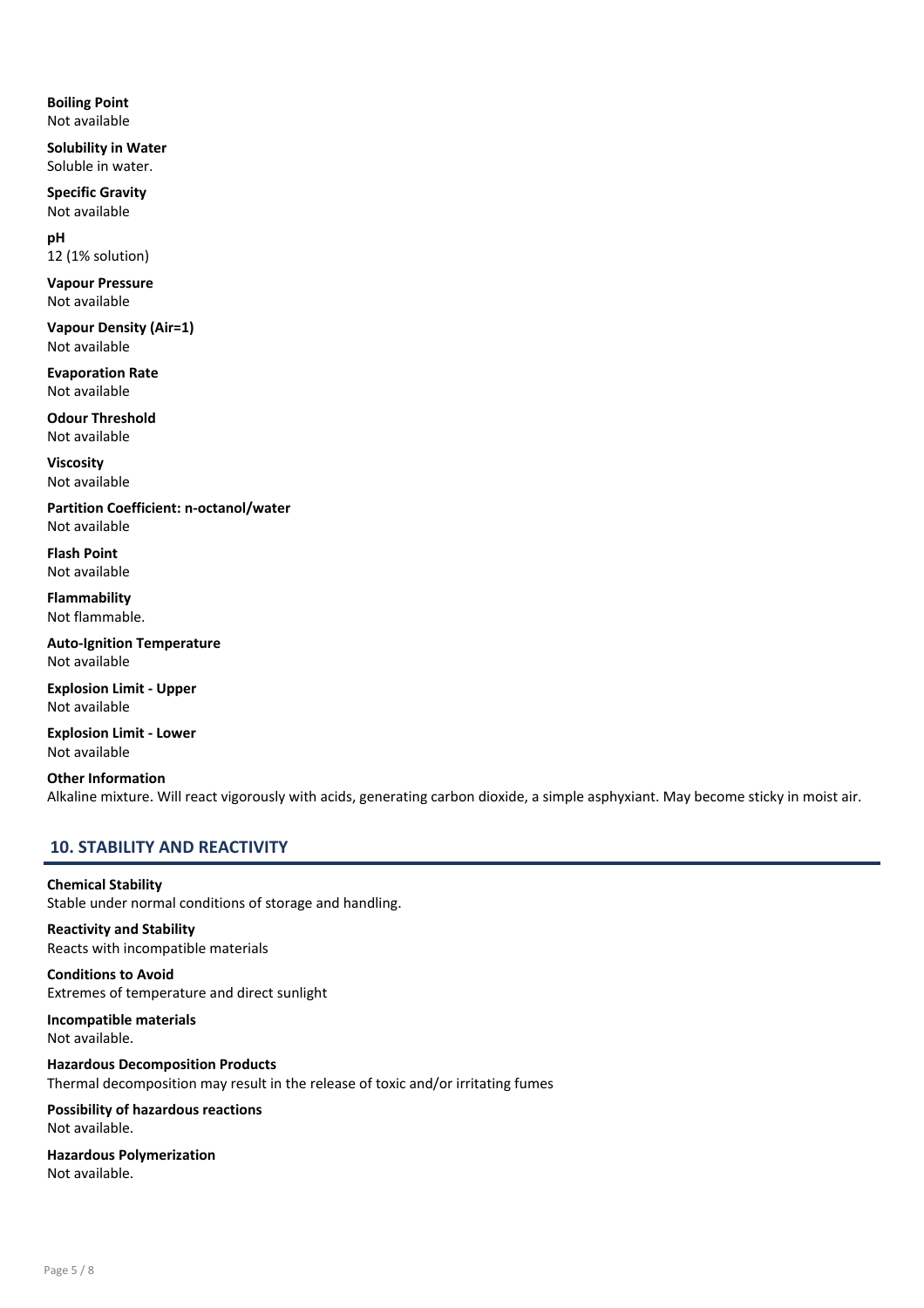**Boiling Point**
Not available

**Solubility in Water**
Soluble in water.

**Specific Gravity**
Not available

**pH**
12 (1% solution)

**Vapour Pressure**
Not available

**Vapour Density (Air=1)**
Not available

**Evaporation Rate**
Not available

**Odour Threshold**
Not available

**Viscosity**
Not available

**Partition Coefficient: n-octanol/water**
Not available

**Flash Point**
Not available

**Flammability**
Not flammable.

**Auto-Ignition Temperature**
Not available

**Explosion Limit - Upper**
Not available

**Explosion Limit - Lower**
Not available

**Other Information**
Alkaline mixture. Will react vigorously with acids, generating carbon dioxide, a simple asphyxiant. May become sticky in moist air.

## 10. STABILITY AND REACTIVITY

**Chemical Stability**
Stable under normal conditions of storage and handling.

**Reactivity and Stability**
Reacts with incompatible materials

**Conditions to Avoid**
Extremes of temperature and direct sunlight

**Incompatible materials**
Not available.

**Hazardous Decomposition Products**
Thermal decomposition may result in the release of toxic and/or irritating fumes

**Possibility of hazardous reactions**
Not available.

**Hazardous Polymerization**
Not available.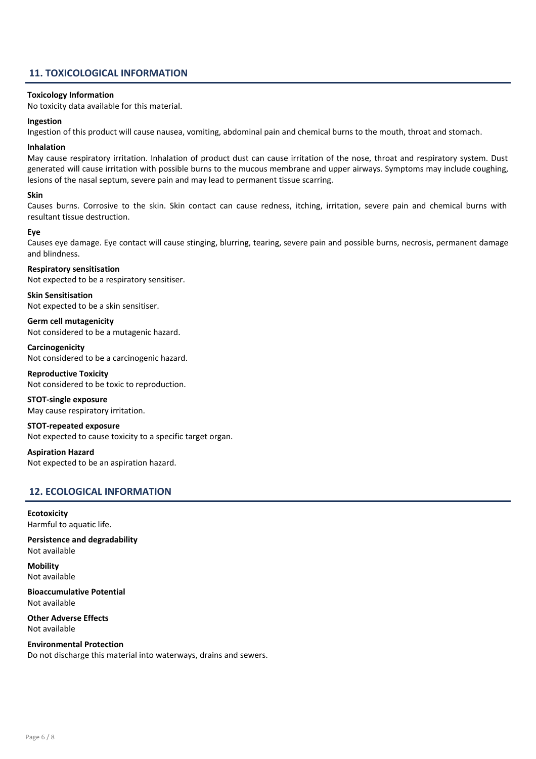## 11. TOXICOLOGICAL INFORMATION

**Toxicology Information**
No toxicity data available for this material.

**Ingestion**
Ingestion of this product will cause nausea, vomiting, abdominal pain and chemical burns to the mouth, throat and stomach.

**Inhalation**
May cause respiratory irritation. Inhalation of product dust can cause irritation of the nose, throat and respiratory system. Dust generated will cause irritation with possible burns to the mucous membrane and upper airways. Symptoms may include coughing, lesions of the nasal septum, severe pain and may lead to permanent tissue scarring.

**Skin**
Causes burns. Corrosive to the skin. Skin contact can cause redness, itching, irritation, severe pain and chemical burns with resultant tissue destruction.

**Eye**
Causes eye damage. Eye contact will cause stinging, blurring, tearing, severe pain and possible burns, necrosis, permanent damage and blindness.

**Respiratory sensitisation**
Not expected to be a respiratory sensitiser.

**Skin Sensitisation**
Not expected to be a skin sensitiser.

**Germ cell mutagenicity**
Not considered to be a mutagenic hazard.

**Carcinogenicity**
Not considered to be a carcinogenic hazard.

**Reproductive Toxicity**
Not considered to be toxic to reproduction.

**STOT-single exposure**
May cause respiratory irritation.

**STOT-repeated exposure**
Not expected to cause toxicity to a specific target organ.

**Aspiration Hazard**
Not expected to be an aspiration hazard.

## 12. ECOLOGICAL INFORMATION

**Ecotoxicity**
Harmful to aquatic life.

**Persistence and degradability**
Not available

**Mobility**
Not available

**Bioaccumulative Potential**
Not available

**Other Adverse Effects**
Not available

**Environmental Protection**
Do not discharge this material into waterways, drains and sewers.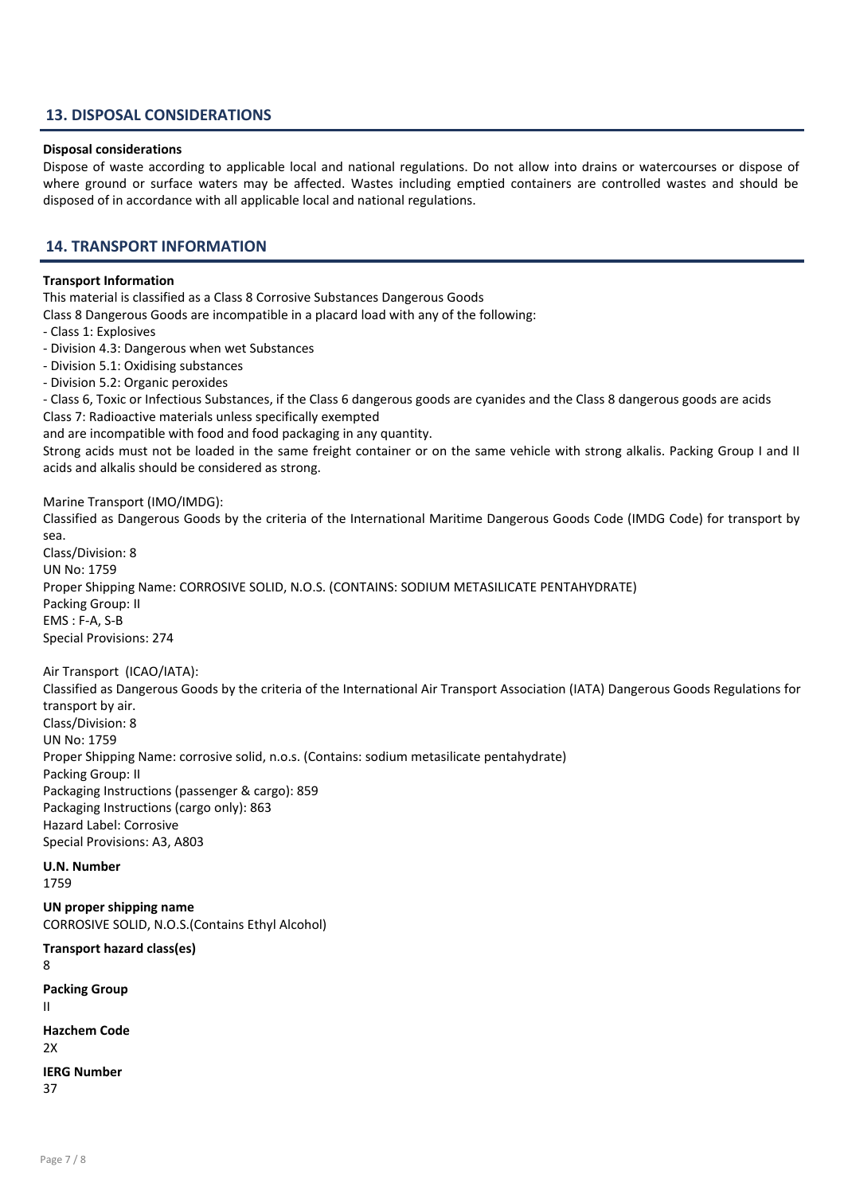## 13. DISPOSAL CONSIDERATIONS

**Disposal considerations**

Dispose of waste according to applicable local and national regulations. Do not allow into drains or watercourses or dispose of where ground or surface waters may be affected. Wastes including emptied containers are controlled wastes and should be disposed of in accordance with all applicable local and national regulations.

## 14. TRANSPORT INFORMATION

**Transport Information**

This material is classified as a Class 8 Corrosive Substances Dangerous Goods

Class 8 Dangerous Goods are incompatible in a placard load with any of the following:

- Class 1: Explosives
- Division 4.3: Dangerous when wet Substances
- Division 5.1: Oxidising substances
- Division 5.2: Organic peroxides
- Class 6, Toxic or Infectious Substances, if the Class 6 dangerous goods are cyanides and the Class 8 dangerous goods are acids

Class 7: Radioactive materials unless specifically exempted

and are incompatible with food and food packaging in any quantity.

Strong acids must not be loaded in the same freight container or on the same vehicle with strong alkalis. Packing Group I and II acids and alkalis should be considered as strong.

Marine Transport (IMO/IMDG):

Classified as Dangerous Goods by the criteria of the International Maritime Dangerous Goods Code (IMDG Code) for transport by sea.

Class/Division: 8

UN No: 1759

Proper Shipping Name: CORROSIVE SOLID, N.O.S. (CONTAINS: SODIUM METASILICATE PENTAHYDRATE)

Packing Group: II

EMS : F-A, S-B

Special Provisions: 274

Air Transport (ICAO/IATA):

Classified as Dangerous Goods by the criteria of the International Air Transport Association (IATA) Dangerous Goods Regulations for transport by air.

Class/Division: 8

UN No: 1759

Proper Shipping Name: corrosive solid, n.o.s. (Contains: sodium metasilicate pentahydrate)

Packing Group: II

Packaging Instructions (passenger & cargo): 859

Packaging Instructions (cargo only): 863

Hazard Label: Corrosive

Special Provisions: A3, A803

**U.N. Number**

1759

**UN proper shipping name**

CORROSIVE SOLID, N.O.S.(Contains Ethyl Alcohol)

**Transport hazard class(es)**

8

**Packing Group**

II

**Hazchem Code**

2X

**IERG Number**

37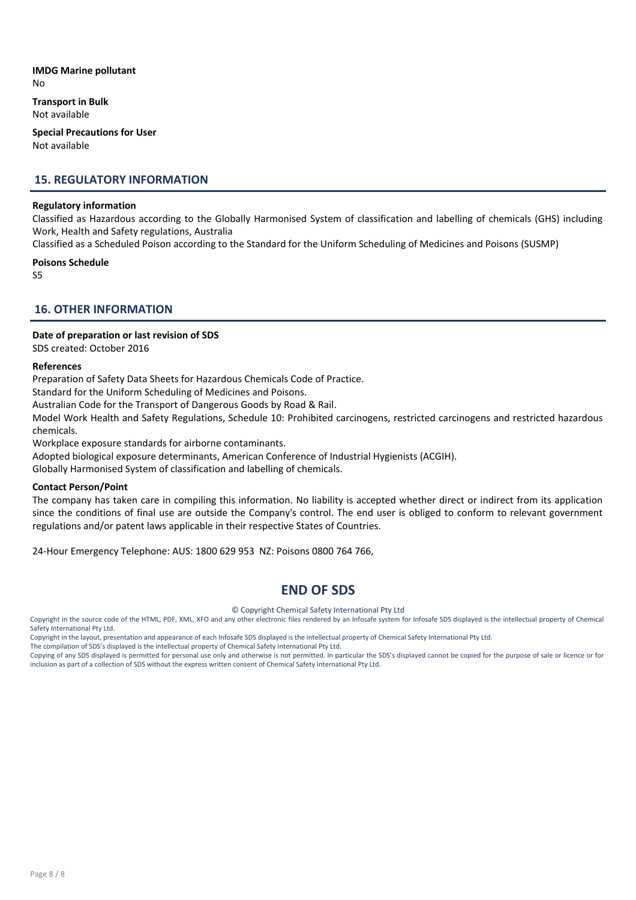**IMDG Marine pollutant**
No

**Transport in Bulk**
Not available

**Special Precautions for User**
Not available

## 15. REGULATORY INFORMATION

**Regulatory information**

Classified as Hazardous according to the Globally Harmonised System of classification and labelling of chemicals (GHS) including Work, Health and Safety regulations, Australia

Classified as a Scheduled Poison according to the Standard for the Uniform Scheduling of Medicines and Poisons (SUSMP)

**Poisons Schedule**
S5

## 16. OTHER INFORMATION

**Date of preparation or last revision of SDS**
SDS created: October 2016

**References**

Preparation of Safety Data Sheets for Hazardous Chemicals Code of Practice.
Standard for the Uniform Scheduling of Medicines and Poisons.
Australian Code for the Transport of Dangerous Goods by Road & Rail.
Model Work Health and Safety Regulations, Schedule 10: Prohibited carcinogens, restricted carcinogens and restricted hazardous chemicals.
Workplace exposure standards for airborne contaminants.
Adopted biological exposure determinants, American Conference of Industrial Hygienists (ACGIH).
Globally Harmonised System of classification and labelling of chemicals.

**Contact Person/Point**

The company has taken care in compiling this information. No liability is accepted whether direct or indirect from its application since the conditions of final use are outside the Company's control. The end user is obliged to conform to relevant government regulations and/or patent laws applicable in their respective States of Countries.

24-Hour Emergency Telephone: AUS: 1800 629 953 NZ: Poisons 0800 764 766,

## END OF SDS

© Copyright Chemical Safety International Pty Ltd

Copyright in the source code of the HTML, PDF, XML, XFO and any other electronic files rendered by an Infosafe system for Infosafe SDS displayed is the intellectual property of Chemical Safety International Pty Ltd.

Copyright in the layout, presentation and appearance of each Infosafe SDS displayed is the intellectual property of Chemical Safety International Pty Ltd.

The compilation of SDS's displayed is the intellectual property of Chemical Safety International Pty Ltd.

Copying of any SDS displayed is permitted for personal use only and otherwise is not permitted. In particular the SDS's displayed cannot be copied for the purpose of sale or licence or for inclusion as part of a collection of SDS without the express written consent of Chemical Safety International Pty Ltd.